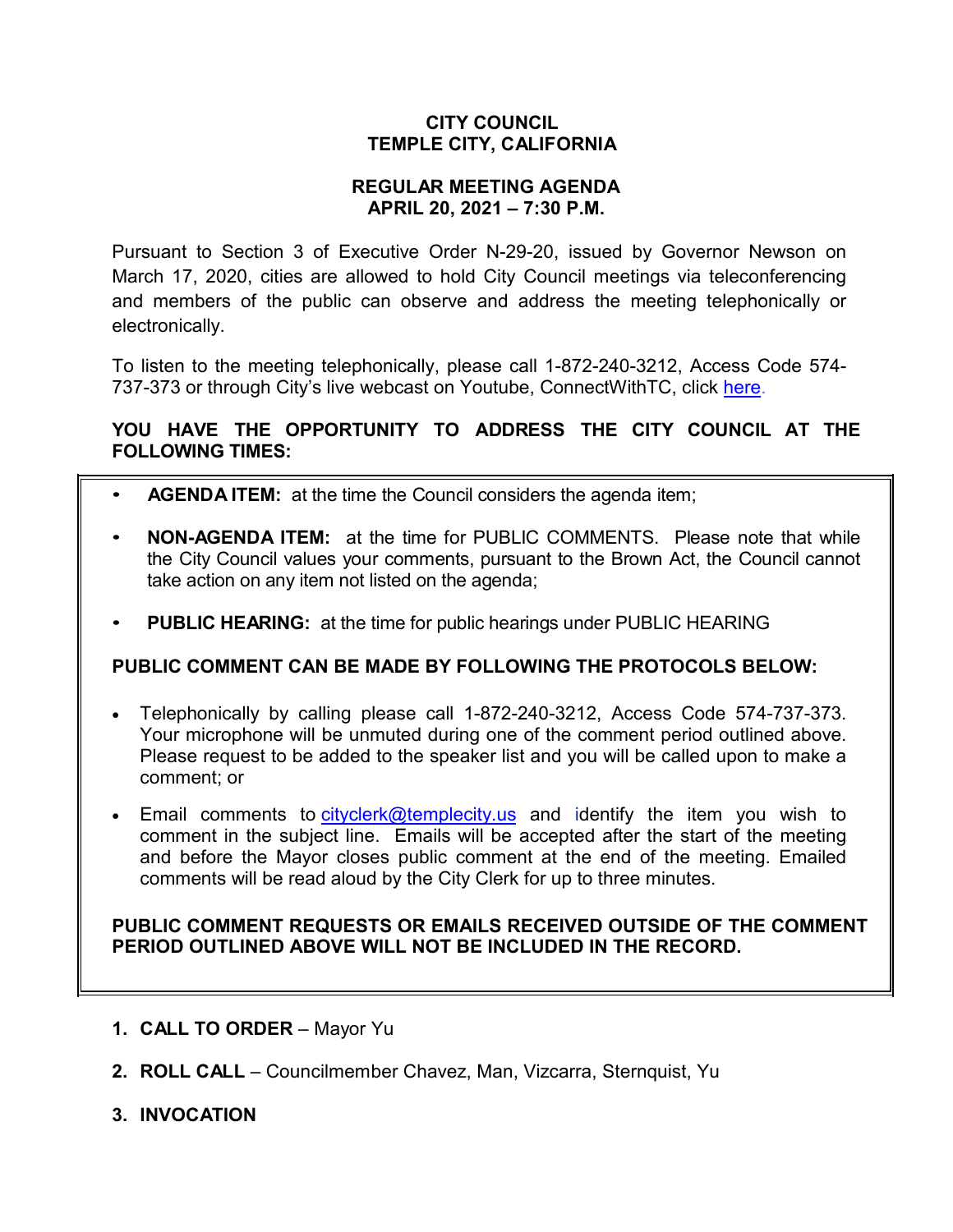# CITY COUNCIL
# TEMPLE CITY, CALIFORNIA

## REGULAR MEETING AGENDA
## APRIL 20, 2021 – 7:30 P.M.

Pursuant to Section 3 of Executive Order N-29-20, issued by Governor Newson on March 17, 2020, cities are allowed to hold City Council meetings via teleconferencing and members of the public can observe and address the meeting telephonically or electronically.

To listen to the meeting telephonically, please call 1-872-240-3212, Access Code 574-737-373 or through City's live webcast on Youtube, ConnectWithTC, click here.

**YOU HAVE THE OPPORTUNITY TO ADDRESS THE CITY COUNCIL AT THE FOLLOWING TIMES:**

- **AGENDA ITEM:** at the time the Council considers the agenda item;
- **NON-AGENDA ITEM:** at the time for PUBLIC COMMENTS. Please note that while the City Council values your comments, pursuant to the Brown Act, the Council cannot take action on any item not listed on the agenda;
- **PUBLIC HEARING:** at the time for public hearings under PUBLIC HEARING

**PUBLIC COMMENT CAN BE MADE BY FOLLOWING THE PROTOCOLS BELOW:**

- Telephonically by calling please call 1-872-240-3212, Access Code 574-737-373. Your microphone will be unmuted during one of the comment period outlined above. Please request to be added to the speaker list and you will be called upon to make a comment; or
- Email comments to cityclerk@templecity.us and identify the item you wish to comment in the subject line. Emails will be accepted after the start of the meeting and before the Mayor closes public comment at the end of the meeting. Emailed comments will be read aloud by the City Clerk for up to three minutes.

**PUBLIC COMMENT REQUESTS OR EMAILS RECEIVED OUTSIDE OF THE COMMENT PERIOD OUTLINED ABOVE WILL NOT BE INCLUDED IN THE RECORD.**

1. **CALL TO ORDER** – Mayor Yu
2. **ROLL CALL** – Councilmember Chavez, Man, Vizcarra, Sternquist, Yu
3. **INVOCATION**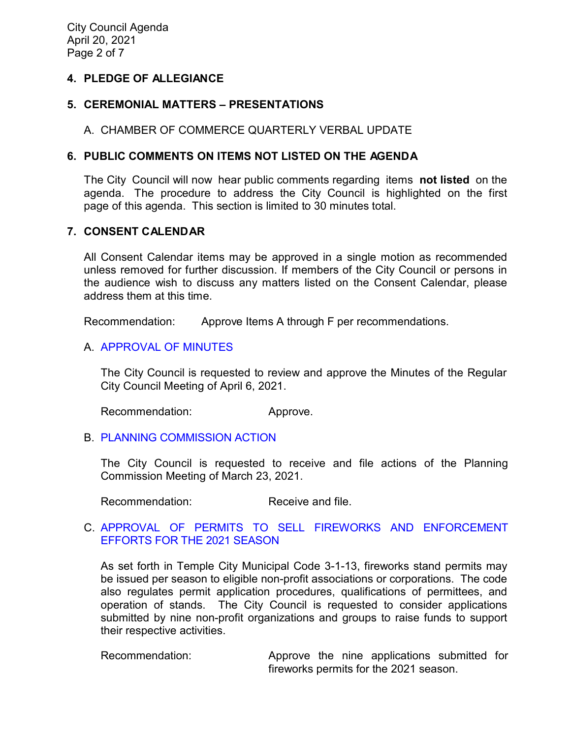## 4. PLEDGE OF ALLEGIANCE

## 5. CEREMONIAL MATTERS – PRESENTATIONS

A. CHAMBER OF COMMERCE QUARTERLY VERBAL UPDATE

## 6. PUBLIC COMMENTS ON ITEMS NOT LISTED ON THE AGENDA

The City Council will now hear public comments regarding items **not listed** on the agenda. The procedure to address the City Council is highlighted on the first page of this agenda. This section is limited to 30 minutes total.

## 7. CONSENT CALENDAR

All Consent Calendar items may be approved in a single motion as recommended unless removed for further discussion. If members of the City Council or persons in the audience wish to discuss any matters listed on the Consent Calendar, please address them at this time.

Recommendation: Approve Items A through F per recommendations.

A. APPROVAL OF MINUTES

The City Council is requested to review and approve the Minutes of the Regular City Council Meeting of April 6, 2021.

Recommendation: Approve.

B. PLANNING COMMISSION ACTION

The City Council is requested to receive and file actions of the Planning Commission Meeting of March 23, 2021.

Recommendation: Receive and file.

C. APPROVAL OF PERMITS TO SELL FIREWORKS AND ENFORCEMENT EFFORTS FOR THE 2021 SEASON

As set forth in Temple City Municipal Code 3-1-13, fireworks stand permits may be issued per season to eligible non-profit associations or corporations. The code also regulates permit application procedures, qualifications of permittees, and operation of stands. The City Council is requested to consider applications submitted by nine non-profit organizations and groups to raise funds to support their respective activities.

Recommendation: Approve the nine applications submitted for fireworks permits for the 2021 season.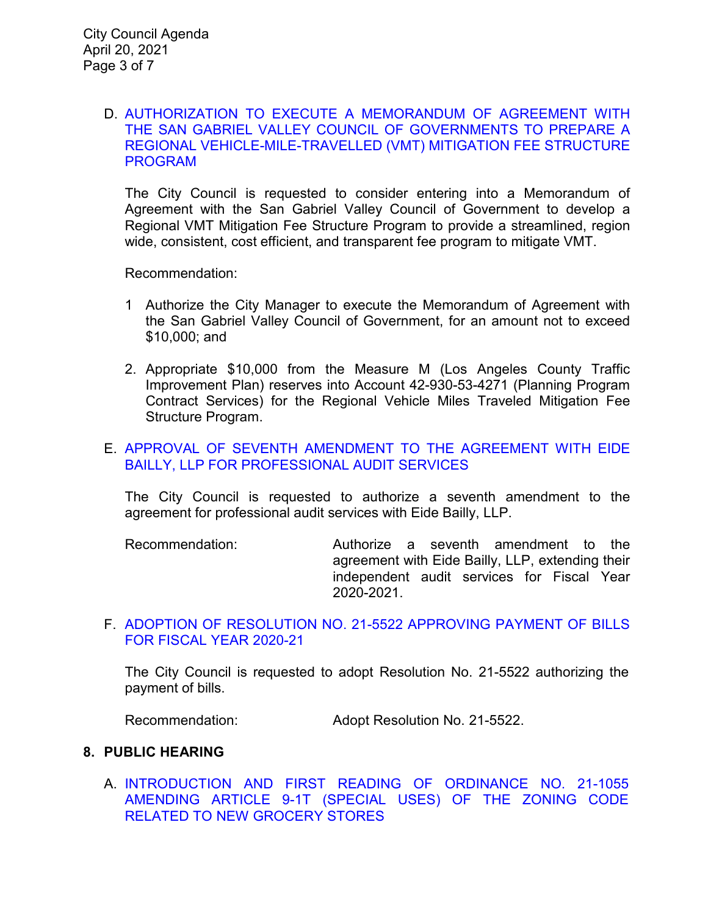D. AUTHORIZATION TO EXECUTE A MEMORANDUM OF AGREEMENT WITH THE SAN GABRIEL VALLEY COUNCIL OF GOVERNMENTS TO PREPARE A REGIONAL VEHICLE-MILE-TRAVELLED (VMT) MITIGATION FEE STRUCTURE PROGRAM

The City Council is requested to consider entering into a Memorandum of Agreement with the San Gabriel Valley Council of Government to develop a Regional VMT Mitigation Fee Structure Program to provide a streamlined, region wide, consistent, cost efficient, and transparent fee program to mitigate VMT.

Recommendation:

1 Authorize the City Manager to execute the Memorandum of Agreement with the San Gabriel Valley Council of Government, for an amount not to exceed $10,000; and

2. Appropriate $10,000 from the Measure M (Los Angeles County Traffic Improvement Plan) reserves into Account 42-930-53-4271 (Planning Program Contract Services) for the Regional Vehicle Miles Traveled Mitigation Fee Structure Program.

E. APPROVAL OF SEVENTH AMENDMENT TO THE AGREEMENT WITH EIDE BAILLY, LLP FOR PROFESSIONAL AUDIT SERVICES

The City Council is requested to authorize a seventh amendment to the agreement for professional audit services with Eide Bailly, LLP.

Recommendation: Authorize a seventh amendment to the agreement with Eide Bailly, LLP, extending their independent audit services for Fiscal Year 2020-2021.

F. ADOPTION OF RESOLUTION NO. 21-5522 APPROVING PAYMENT OF BILLS FOR FISCAL YEAR 2020-21

The City Council is requested to adopt Resolution No. 21-5522 authorizing the payment of bills.

Recommendation: Adopt Resolution No. 21-5522.

## 8. PUBLIC HEARING

A. INTRODUCTION AND FIRST READING OF ORDINANCE NO. 21-1055 AMENDING ARTICLE 9-1T (SPECIAL USES) OF THE ZONING CODE RELATED TO NEW GROCERY STORES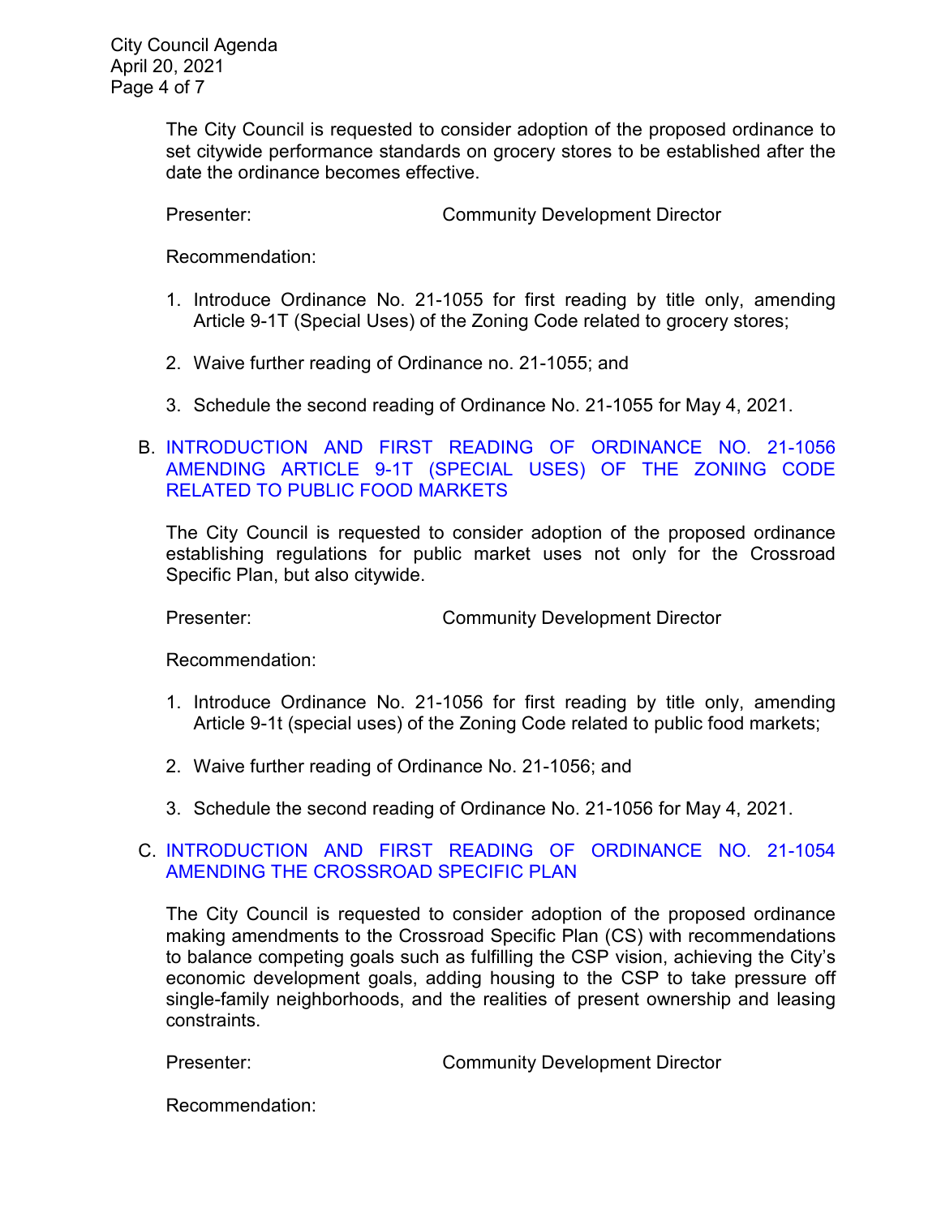The City Council is requested to consider adoption of the proposed ordinance to set citywide performance standards on grocery stores to be established after the date the ordinance becomes effective.

Presenter: Community Development Director

Recommendation:

1. Introduce Ordinance No. 21-1055 for first reading by title only, amending Article 9-1T (Special Uses) of the Zoning Code related to grocery stores;
2. Waive further reading of Ordinance no. 21-1055; and
3. Schedule the second reading of Ordinance No. 21-1055 for May 4, 2021.

B. INTRODUCTION AND FIRST READING OF ORDINANCE NO. 21-1056 AMENDING ARTICLE 9-1T (SPECIAL USES) OF THE ZONING CODE RELATED TO PUBLIC FOOD MARKETS

The City Council is requested to consider adoption of the proposed ordinance establishing regulations for public market uses not only for the Crossroad Specific Plan, but also citywide.

Presenter: Community Development Director

Recommendation:

1. Introduce Ordinance No. 21-1056 for first reading by title only, amending Article 9-1t (special uses) of the Zoning Code related to public food markets;
2. Waive further reading of Ordinance No. 21-1056; and
3. Schedule the second reading of Ordinance No. 21-1056 for May 4, 2021.

C. INTRODUCTION AND FIRST READING OF ORDINANCE NO. 21-1054 AMENDING THE CROSSROAD SPECIFIC PLAN

The City Council is requested to consider adoption of the proposed ordinance making amendments to the Crossroad Specific Plan (CS) with recommendations to balance competing goals such as fulfilling the CSP vision, achieving the City's economic development goals, adding housing to the CSP to take pressure off single-family neighborhoods, and the realities of present ownership and leasing constraints.

Presenter: Community Development Director

Recommendation: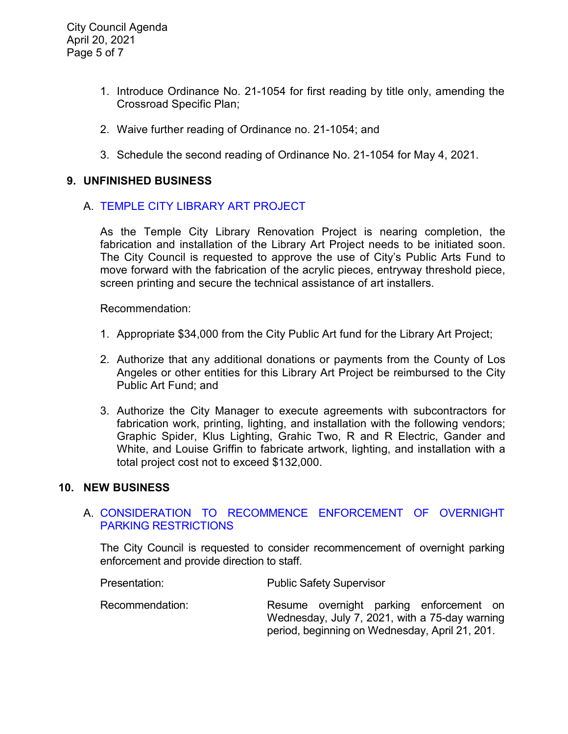1. Introduce Ordinance No. 21-1054 for first reading by title only, amending the Crossroad Specific Plan;

2. Waive further reading of Ordinance no. 21-1054; and

3. Schedule the second reading of Ordinance No. 21-1054 for May 4, 2021.

## 9. UNFINISHED BUSINESS

### A. TEMPLE CITY LIBRARY ART PROJECT

As the Temple City Library Renovation Project is nearing completion, the fabrication and installation of the Library Art Project needs to be initiated soon. The City Council is requested to approve the use of City's Public Arts Fund to move forward with the fabrication of the acrylic pieces, entryway threshold piece, screen printing and secure the technical assistance of art installers.

Recommendation:

1. Appropriate $34,000 from the City Public Art fund for the Library Art Project;

2. Authorize that any additional donations or payments from the County of Los Angeles or other entities for this Library Art Project be reimbursed to the City Public Art Fund; and

3. Authorize the City Manager to execute agreements with subcontractors for fabrication work, printing, lighting, and installation with the following vendors; Graphic Spider, Klus Lighting, Grahic Two, R and R Electric, Gander and White, and Louise Griffin to fabricate artwork, lighting, and installation with a total project cost not to exceed $132,000.

## 10. NEW BUSINESS

### A. CONSIDERATION TO RECOMMENCE ENFORCEMENT OF OVERNIGHT PARKING RESTRICTIONS

The City Council is requested to consider recommencement of overnight parking enforcement and provide direction to staff.

Presentation: Public Safety Supervisor

Recommendation: Resume overnight parking enforcement on Wednesday, July 7, 2021, with a 75-day warning period, beginning on Wednesday, April 21, 201.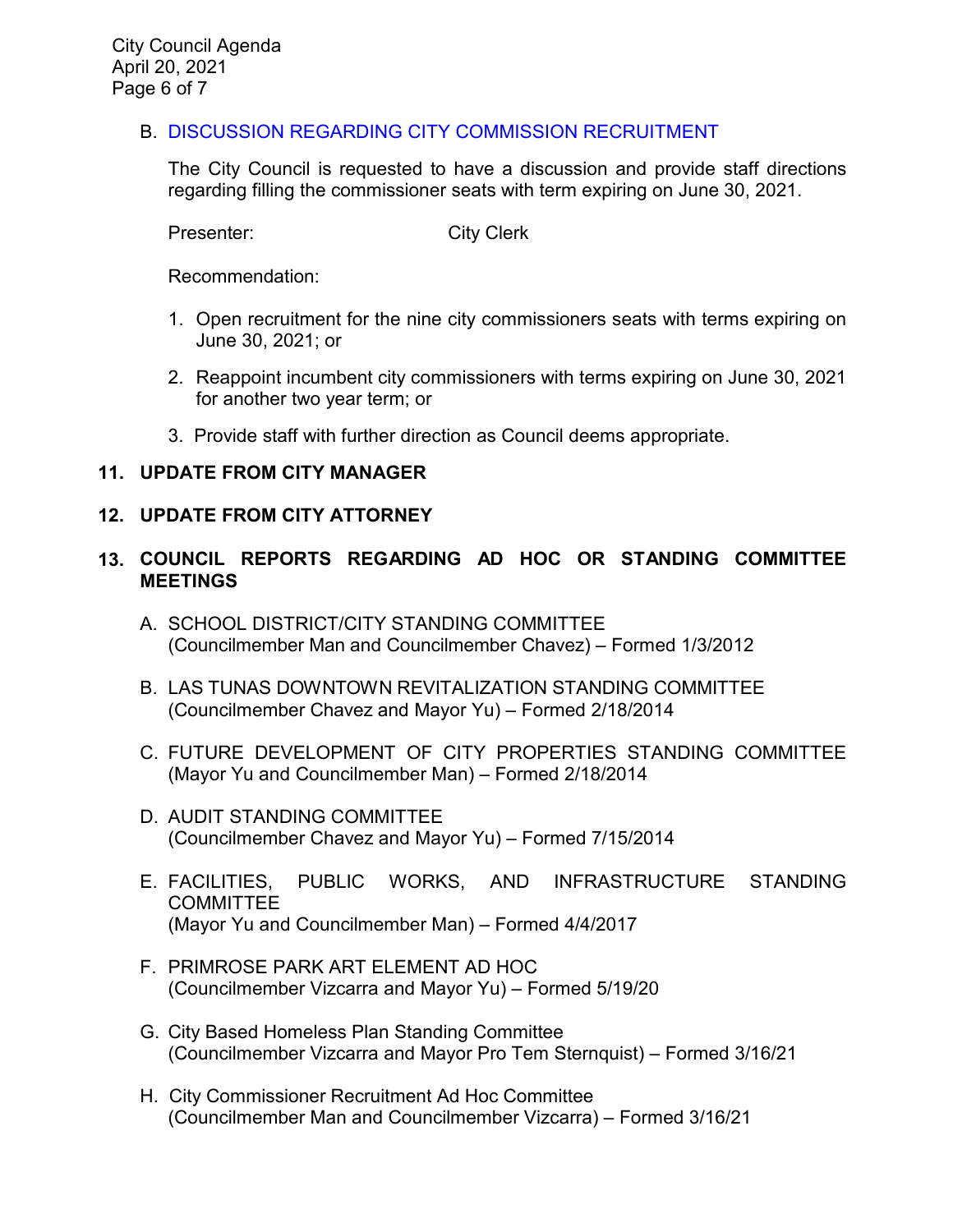B. DISCUSSION REGARDING CITY COMMISSION RECRUITMENT

The City Council is requested to have a discussion and provide staff directions regarding filling the commissioner seats with term expiring on June 30, 2021.

Presenter: City Clerk

Recommendation:

1. Open recruitment for the nine city commissioners seats with terms expiring on June 30, 2021; or
2. Reappoint incumbent city commissioners with terms expiring on June 30, 2021 for another two year term; or
3. Provide staff with further direction as Council deems appropriate.

## 11. UPDATE FROM CITY MANAGER

## 12. UPDATE FROM CITY ATTORNEY

## 13. COUNCIL REPORTS REGARDING AD HOC OR STANDING COMMITTEE MEETINGS

A. SCHOOL DISTRICT/CITY STANDING COMMITTEE
(Councilmember Man and Councilmember Chavez) – Formed 1/3/2012

B. LAS TUNAS DOWNTOWN REVITALIZATION STANDING COMMITTEE
(Councilmember Chavez and Mayor Yu) – Formed 2/18/2014

C. FUTURE DEVELOPMENT OF CITY PROPERTIES STANDING COMMITTEE
(Mayor Yu and Councilmember Man) – Formed 2/18/2014

D. AUDIT STANDING COMMITTEE
(Councilmember Chavez and Mayor Yu) – Formed 7/15/2014

E. FACILITIES, PUBLIC WORKS, AND INFRASTRUCTURE STANDING COMMITTEE
(Mayor Yu and Councilmember Man) – Formed 4/4/2017

F. PRIMROSE PARK ART ELEMENT AD HOC
(Councilmember Vizcarra and Mayor Yu) – Formed 5/19/20

G. City Based Homeless Plan Standing Committee
(Councilmember Vizcarra and Mayor Pro Tem Sternquist) – Formed 3/16/21

H. City Commissioner Recruitment Ad Hoc Committee
(Councilmember Man and Councilmember Vizcarra) – Formed 3/16/21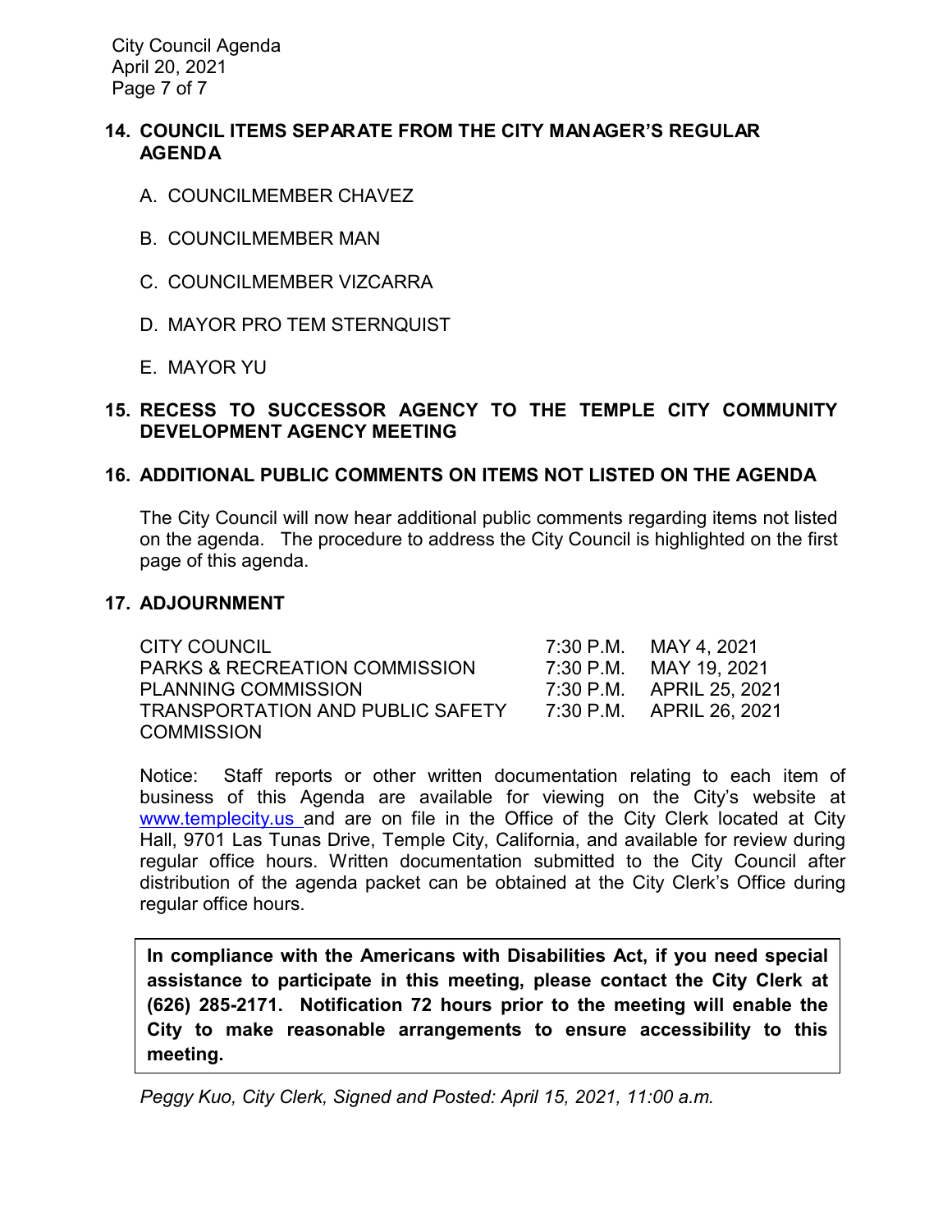## 14. COUNCIL ITEMS SEPARATE FROM THE CITY MANAGER'S REGULAR AGENDA

A. COUNCILMEMBER CHAVEZ

B. COUNCILMEMBER MAN

C. COUNCILMEMBER VIZCARRA

D. MAYOR PRO TEM STERNQUIST

E. MAYOR YU

## 15. RECESS TO SUCCESSOR AGENCY TO THE TEMPLE CITY COMMUNITY DEVELOPMENT AGENCY MEETING

## 16. ADDITIONAL PUBLIC COMMENTS ON ITEMS NOT LISTED ON THE AGENDA

The City Council will now hear additional public comments regarding items not listed on the agenda. The procedure to address the City Council is highlighted on the first page of this agenda.

## 17. ADJOURNMENT

| | | |
|---|---|---|
| CITY COUNCIL | 7:30 P.M. | MAY 4, 2021 |
| PARKS & RECREATION COMMISSION | 7:30 P.M. | MAY 19, 2021 |
| PLANNING COMMISSION | 7:30 P.M. | APRIL 25, 2021 |
| TRANSPORTATION AND PUBLIC SAFETY COMMISSION | 7:30 P.M. | APRIL 26, 2021 |

Notice: Staff reports or other written documentation relating to each item of business of this Agenda are available for viewing on the City's website at www.templecity.us and are on file in the Office of the City Clerk located at City Hall, 9701 Las Tunas Drive, Temple City, California, and available for review during regular office hours. Written documentation submitted to the City Council after distribution of the agenda packet can be obtained at the City Clerk's Office during regular office hours.

**In compliance with the Americans with Disabilities Act, if you need special assistance to participate in this meeting, please contact the City Clerk at (626) 285-2171. Notification 72 hours prior to the meeting will enable the City to make reasonable arrangements to ensure accessibility to this meeting.**

*Peggy Kuo, City Clerk, Signed and Posted: April 15, 2021, 11:00 a.m.*